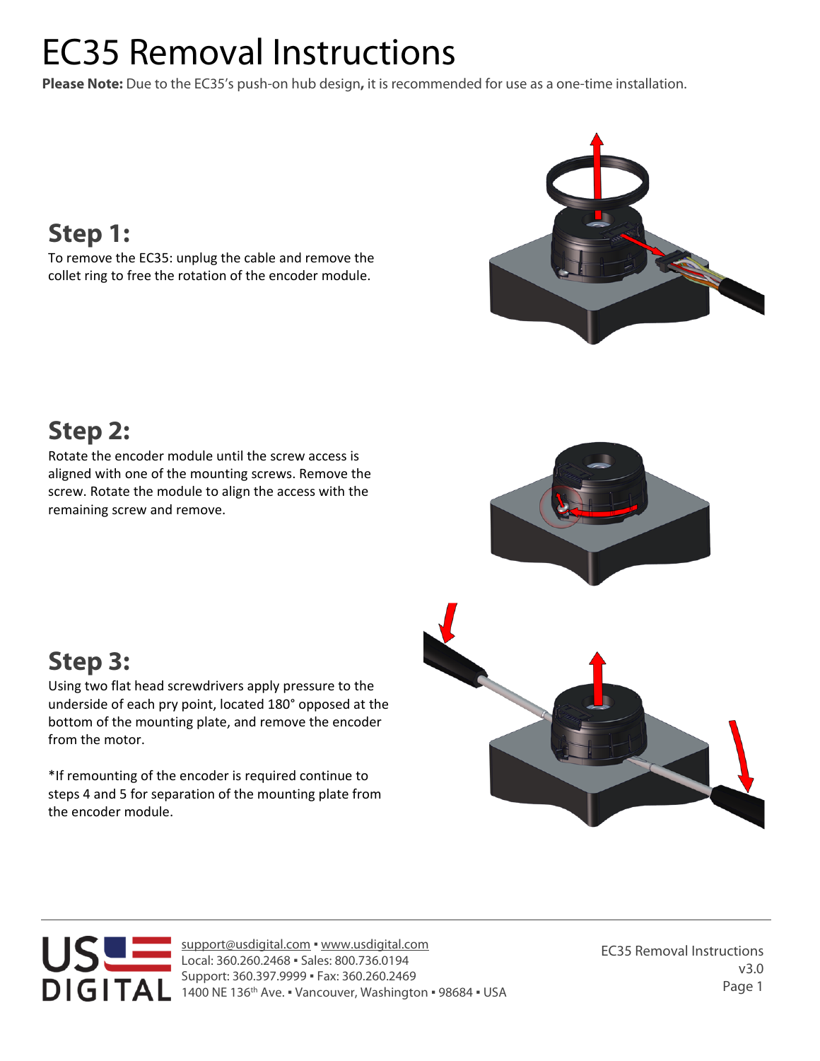# EC35 Removal Instructions

**Please Note:** Due to the EC35's push-on hub design**,** it is recommended for use as a one-time installation.

## Step 1:

To remove the EC35: unplug the cable and remove the collet ring to free the rotation of the encoder module.

## Step 2:

Rotate the encoder module until the screw access is aligned with one of the mounting screws. Remove the screw. Rotate the module to align the access with the remaining screw and remove.

## Step 3:

Using two flat head screwdrivers apply pressure to the underside of each pry point, located 180° opposed at the bottom of the mounting plate, and remove the encoder from the motor.

*If remounting of the encoder is required continue to steps 4 and 5 for separation of the mounting plate from the encoder module.

support@usdigital.com ▪ www.usdigital.com
Local: 360.260.2468 ▪ Sales: 800.736.0194
Support: 360.397.9999 ▪ Fax: 360.260.2469
1400 NE 136th Ave. ▪ Vancouver, Washington ▪ 98684 ▪ USA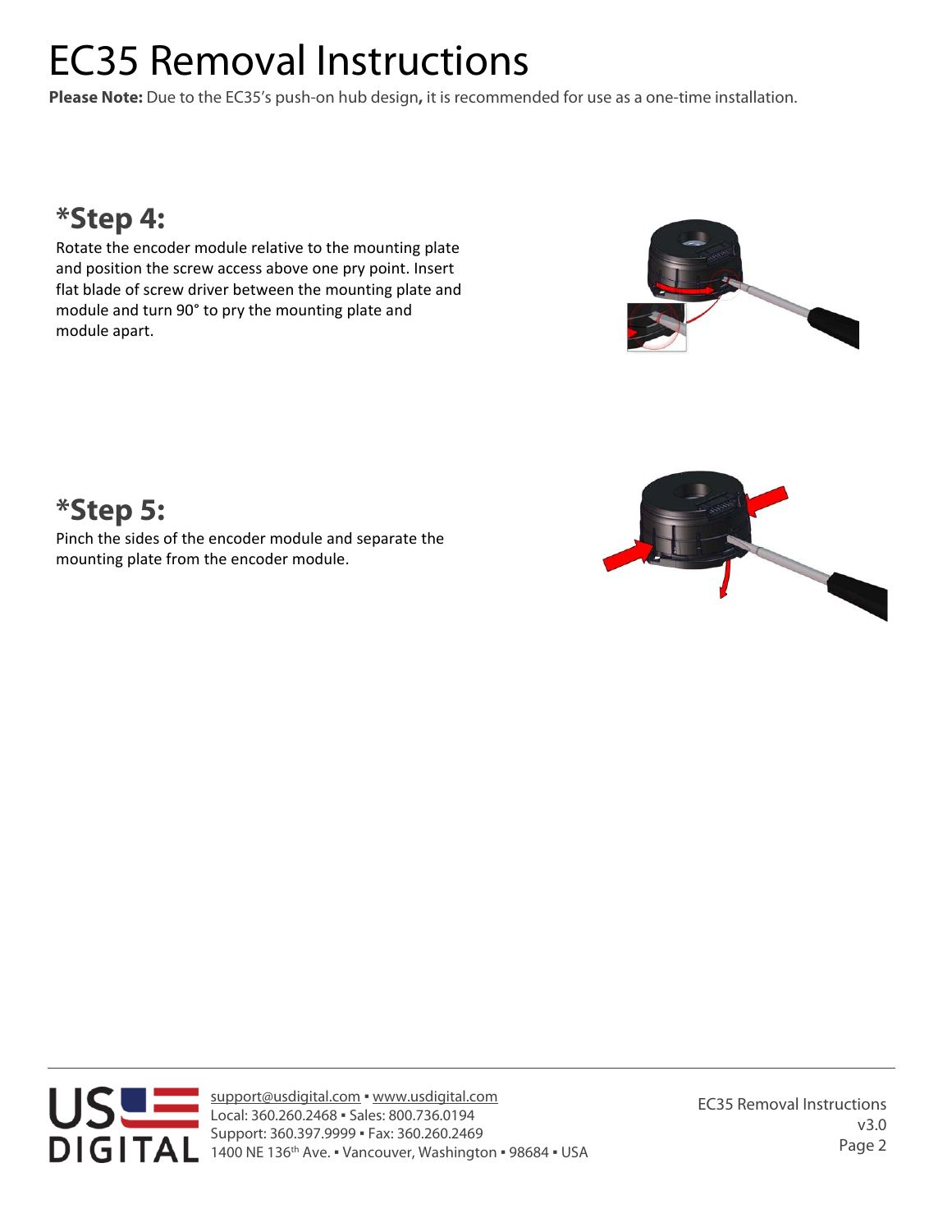# EC35 Removal Instructions

**Please Note:** Due to the EC35's push-on hub design**,** it is recommended for use as a one-time installation.

## *Step 4:

Rotate the encoder module relative to the mounting plate and position the screw access above one pry point. Insert flat blade of screw driver between the mounting plate and module and turn 90° to pry the mounting plate and module apart.

## *Step 5:

Pinch the sides of the encoder module and separate the mounting plate from the encoder module.

support@usdigital.com ▪ www.usdigital.com
Local: 360.260.2468 ▪ Sales: 800.736.0194
Support: 360.397.9999 ▪ Fax: 360.260.2469
1400 NE 136th Ave. ▪ Vancouver, Washington ▪ 98684 ▪ USA